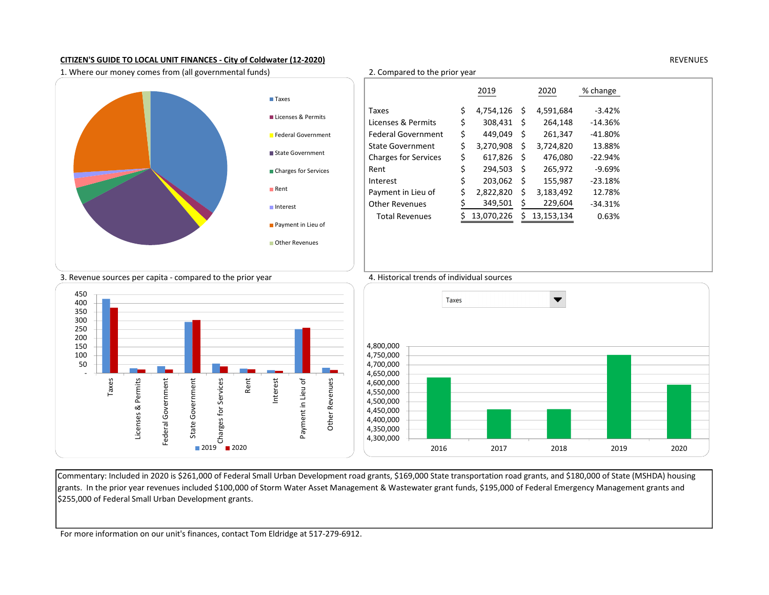**CITIZEN'S GUIDE TO LOCAL UNIT FINANCES - City of Coldwater (12-2020)**

REVENUES

1. Where our money comes from (all governmental funds)

Taxes
Licenses & Permits
Federal Government
State Government
Charges for Services
Rent
Interest
Payment in Lieu of
Other Revenues

2. Compared to the prior year

| | 2019 | 2020 | % change |
|---|---|---|---|
| Taxes | $ 4,754,126 | $ 4,591,684 | -3.42% |
| Licenses & Permits | $ 308,431 | $ 264,148 | -14.36% |
| Federal Government | $ 449,049 | $ 261,347 | -41.80% |
| State Government | $ 3,270,908 | $ 3,724,820 | 13.88% |
| Charges for Services | $ 617,826 | $ 476,080 | -22.94% |
| Rent | $ 294,503 | $ 265,972 | -9.69% |
| Interest | $ 203,062 | $ 155,987 | -23.18% |
| Payment in Lieu of | $ 2,822,820 | $ 3,183,492 | 12.78% |
| Other Revenues | $ 349,501 | $ 229,604 | -34.31% |
| Total Revenues | $ 13,070,226 | $ 13,153,134 | 0.63% |

3. Revenue sources per capita - compared to the prior year

4. Historical trends of individual sources

Taxes

Commentary: Included in 2020 is $261,000 of Federal Small Urban Development road grants, $169,000 State transportation road grants, and $180,000 of State (MSHDA) housing grants. In the prior year revenues included $100,000 of Storm Water Asset Management & Wastewater grant funds, $195,000 of Federal Emergency Management grants and $255,000 of Federal Small Urban Development grants.

For more information on our unit's finances, contact Tom Eldridge at 517-279-6912.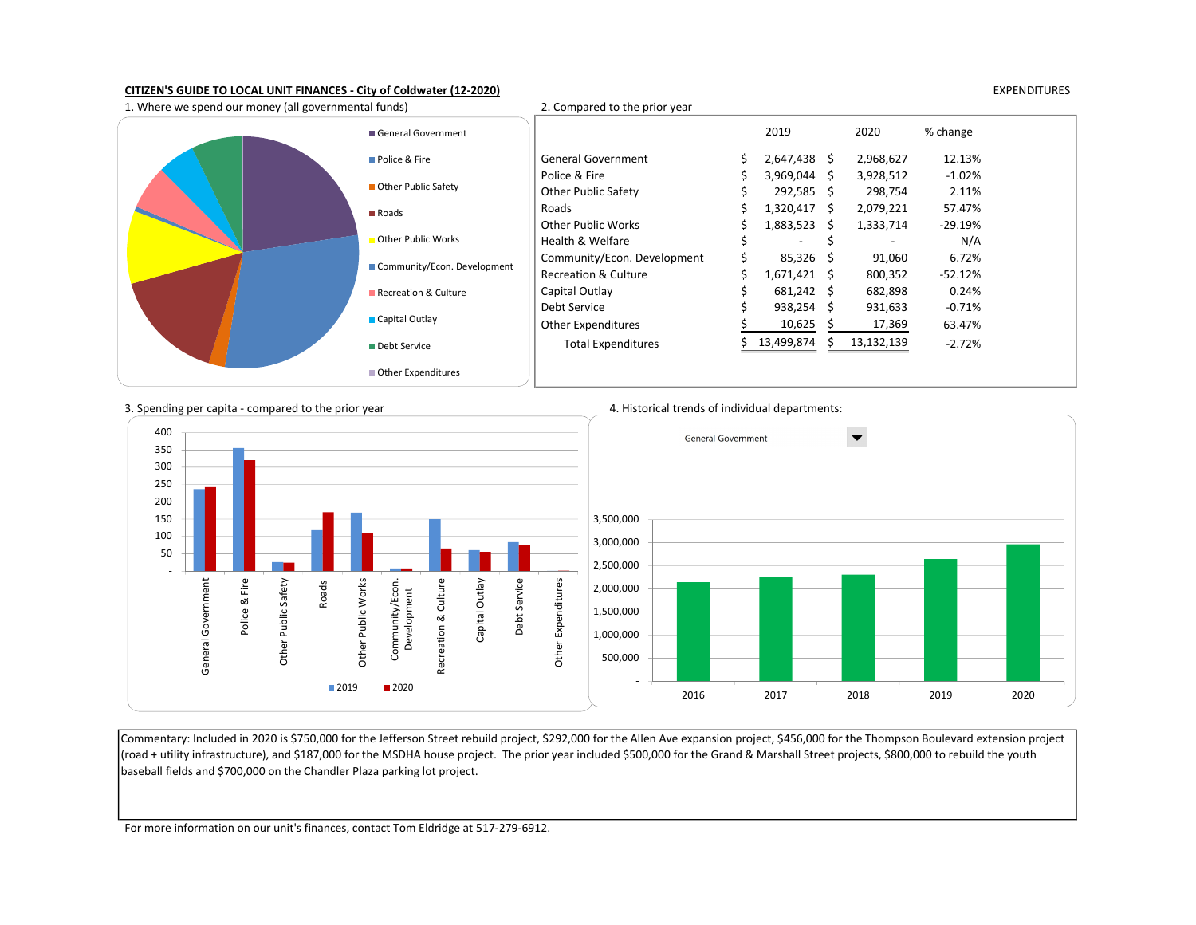**CITIZEN'S GUIDE TO LOCAL UNIT FINANCES - City of Coldwater (12-2020)**

EXPENDITURES

1. Where we spend our money (all governmental funds)

- General Government
- Police & Fire
- Other Public Safety
- Roads
- Other Public Works
- Community/Econ. Development
- Recreation & Culture
- Capital Outlay
- Debt Service
- Other Expenditures

2. Compared to the prior year

| | 2019 | 2020 | % change |
|---|---|---|---|
| General Government | $ 2,647,438 | $ 2,968,627 | 12.13% |
| Police & Fire | $ 3,969,044 | $ 3,928,512 | -1.02% |
| Other Public Safety | $ 292,585 | $ 298,754 | 2.11% |
| Roads | $ 1,320,417 | $ 2,079,221 | 57.47% |
| Other Public Works | $ 1,883,523 | $ 1,333,714 | -29.19% |
| Health & Welfare | $ - | $ - | N/A |
| Community/Econ. Development | $ 85,326 | $ 91,060 | 6.72% |
| Recreation & Culture | $ 1,671,421 | $ 800,352 | -52.12% |
| Capital Outlay | $ 681,242 | $ 682,898 | 0.24% |
| Debt Service | $ 938,254 | $ 931,633 | -0.71% |
| Other Expenditures | $ 10,625 | $ 17,369 | 63.47% |
| Total Expenditures | $ 13,499,874 | $ 13,132,139 | -2.72% |

3. Spending per capita - compared to the prior year

4. Historical trends of individual departments:

General Government

Commentary: Included in 2020 is $750,000 for the Jefferson Street rebuild project, $292,000 for the Allen Ave expansion project, $456,000 for the Thompson Boulevard extension project (road + utility infrastructure), and $187,000 for the MSDHA house project. The prior year included $500,000 for the Grand & Marshall Street projects, $800,000 to rebuild the youth baseball fields and $700,000 on the Chandler Plaza parking lot project.

For more information on our unit's finances, contact Tom Eldridge at 517-279-6912.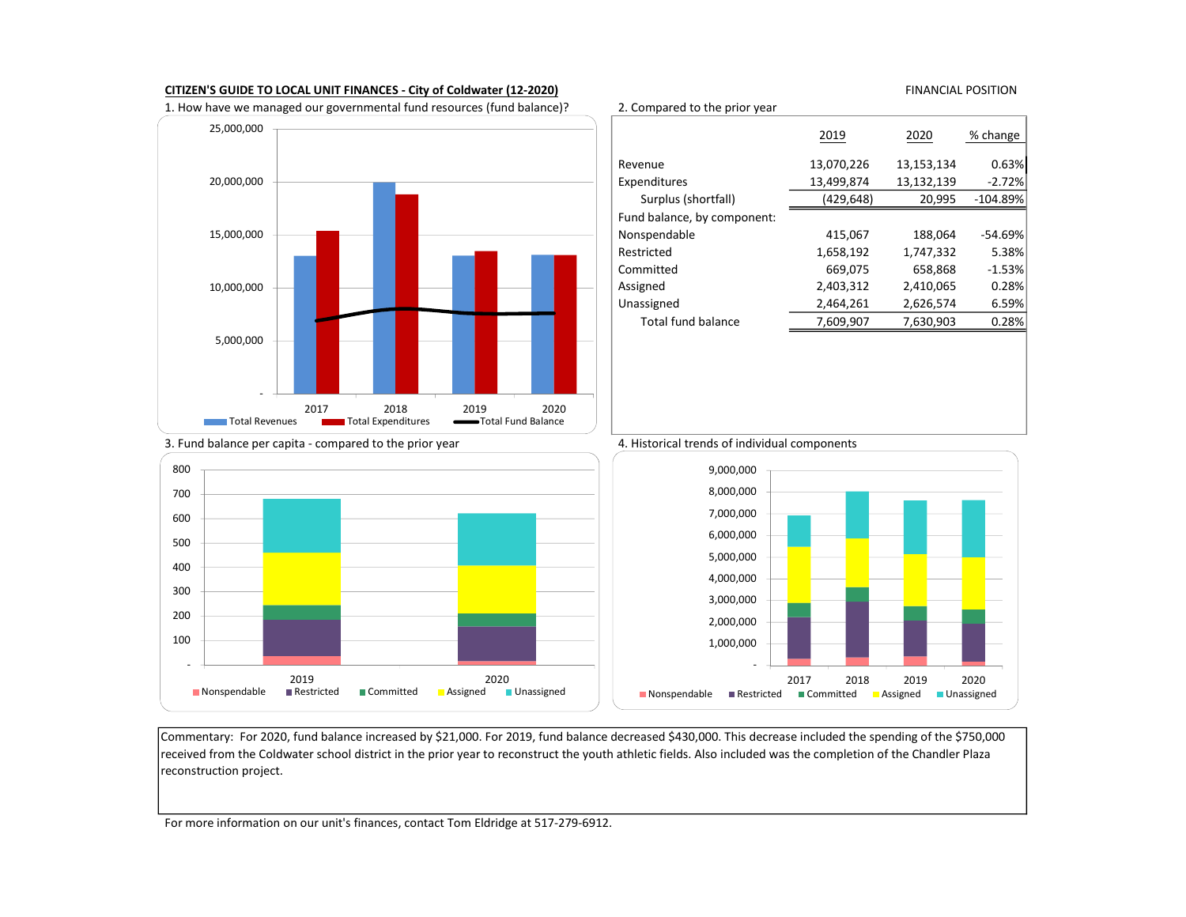**CITIZEN'S GUIDE TO LOCAL UNIT FINANCES - City of Coldwater (12-2020)**

FINANCIAL POSITION

1. How have we managed our governmental fund resources (fund balance)?

2. Compared to the prior year

| | 2019 | 2020 | % change |
|---|---|---|---|
| Revenue | 13,070,226 | 13,153,134 | 0.63% |
| Expenditures | 13,499,874 | 13,132,139 | -2.72% |
| Surplus (shortfall) | (429,648) | 20,995 | -104.89% |
| Fund balance, by component: | | | |
| Nonspendable | 415,067 | 188,064 | -54.69% |
| Restricted | 1,658,192 | 1,747,332 | 5.38% |
| Committed | 669,075 | 658,868 | -1.53% |
| Assigned | 2,403,312 | 2,410,065 | 0.28% |
| Unassigned | 2,464,261 | 2,626,574 | 6.59% |
| Total fund balance | 7,609,907 | 7,630,903 | 0.28% |

3. Fund balance per capita - compared to the prior year

4. Historical trends of individual components

Commentary: For 2020, fund balance increased by $21,000. For 2019, fund balance decreased $430,000. This decrease included the spending of the $750,000 received from the Coldwater school district in the prior year to reconstruct the youth athletic fields. Also included was the completion of the Chandler Plaza reconstruction project.

For more information on our unit's finances, contact Tom Eldridge at 517-279-6912.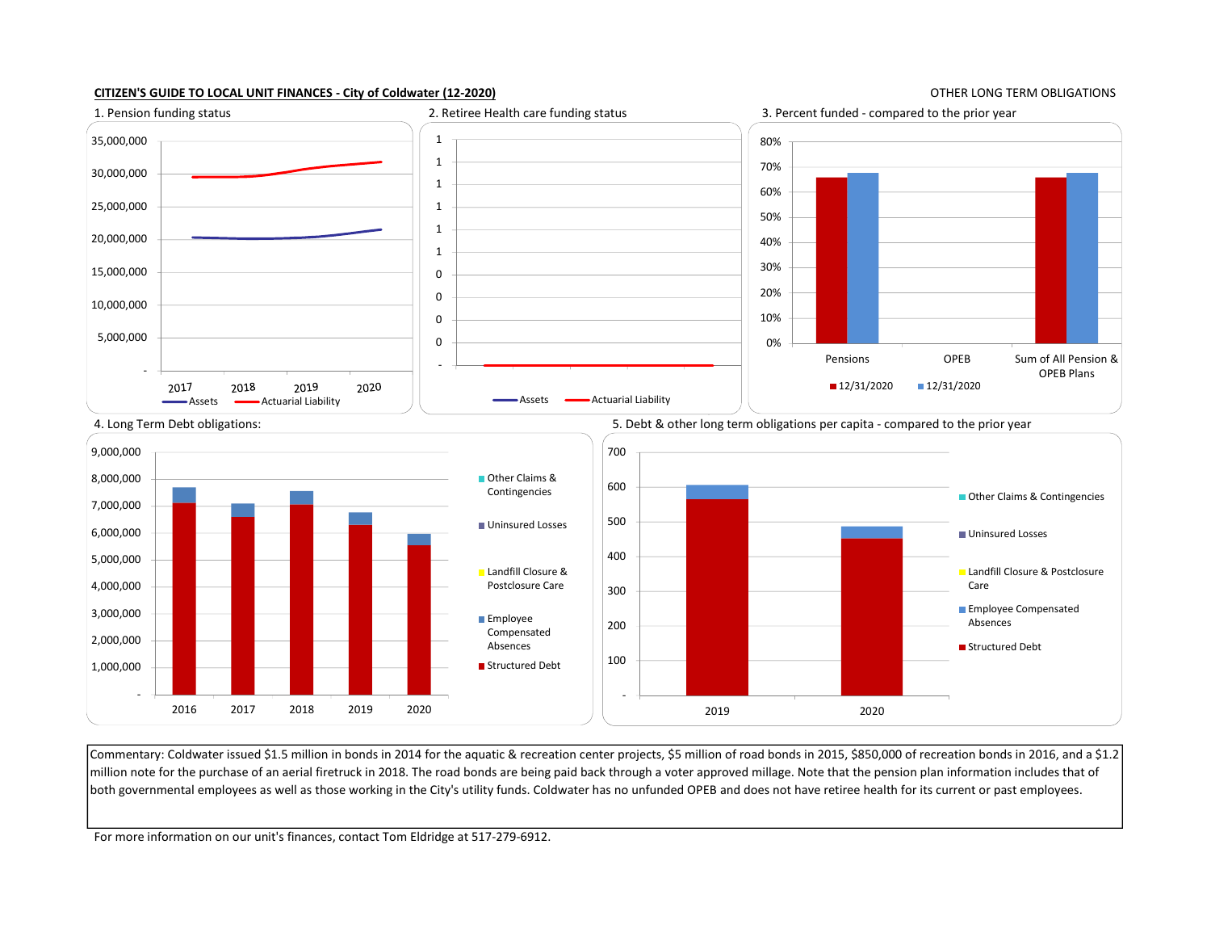**CITIZEN'S GUIDE TO LOCAL UNIT FINANCES - City of Coldwater (12-2020)**

OTHER LONG TERM OBLIGATIONS

1. Pension funding status

35,000,000
30,000,000
25,000,000
20,000,000
15,000,000
10,000,000
5,000,000
-

2017
2018
2019
2020

Assets
Actuarial Liability

2. Retiree Health care funding status

1
1
1
1
1
1
0
0
0
0
-

Assets
Actuarial Liability

3. Percent funded - compared to the prior year

80%
70%
60%
50%
40%
30%
20%
10%
0%

Pensions
OPEB
Sum of All Pension & OPEB Plans

12/31/2020
12/31/2020

4. Long Term Debt obligations:

9,000,000
8,000,000
7,000,000
6,000,000
5,000,000
4,000,000
3,000,000
2,000,000
1,000,000
-

2016
2017
2018
2019
2020

Other Claims & Contingencies
Uninsured Losses
Landfill Closure & Postclosure Care
Employee Compensated Absences
Structured Debt

5. Debt & other long term obligations per capita - compared to the prior year

700
600
500
400
300
200
100
-

2019
2020

Other Claims & Contingencies
Uninsured Losses
Landfill Closure & Postclosure Care
Employee Compensated Absences
Structured Debt

Commentary: Coldwater issued $1.5 million in bonds in 2014 for the aquatic & recreation center projects, $5 million of road bonds in 2015, $850,000 of recreation bonds in 2016, and a $1.2 million note for the purchase of an aerial firetruck in 2018. The road bonds are being paid back through a voter approved millage. Note that the pension plan information includes that of both governmental employees as well as those working in the City's utility funds. Coldwater has no unfunded OPEB and does not have retiree health for its current or past employees.

For more information on our unit's finances, contact Tom Eldridge at 517-279-6912.